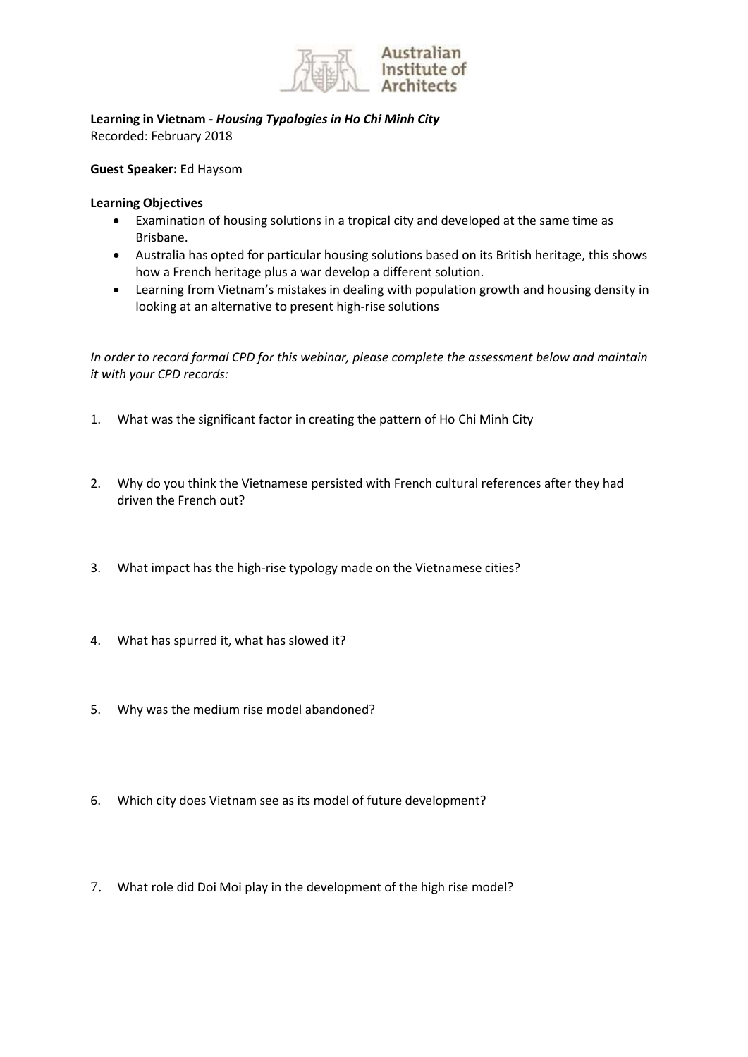Australian Institute of Architects

**Learning in Vietnam -** ***Housing Typologies in Ho Chi Minh City***
Recorded: February 2018

**Guest Speaker:** Ed Haysom

**Learning Objectives**

- Examination of housing solutions in a tropical city and developed at the same time as Brisbane.
- Australia has opted for particular housing solutions based on its British heritage, this shows how a French heritage plus a war develop a different solution.
- Learning from Vietnam's mistakes in dealing with population growth and housing density in looking at an alternative to present high-rise solutions

*In order to record formal CPD for this webinar, please complete the assessment below and maintain it with your CPD records:*

1. What was the significant factor in creating the pattern of Ho Chi Minh City

2. Why do you think the Vietnamese persisted with French cultural references after they had driven the French out?

3. What impact has the high-rise typology made on the Vietnamese cities?

4. What has spurred it, what has slowed it?

5. Why was the medium rise model abandoned?

6. Which city does Vietnam see as its model of future development?

7. What role did Doi Moi play in the development of the high rise model?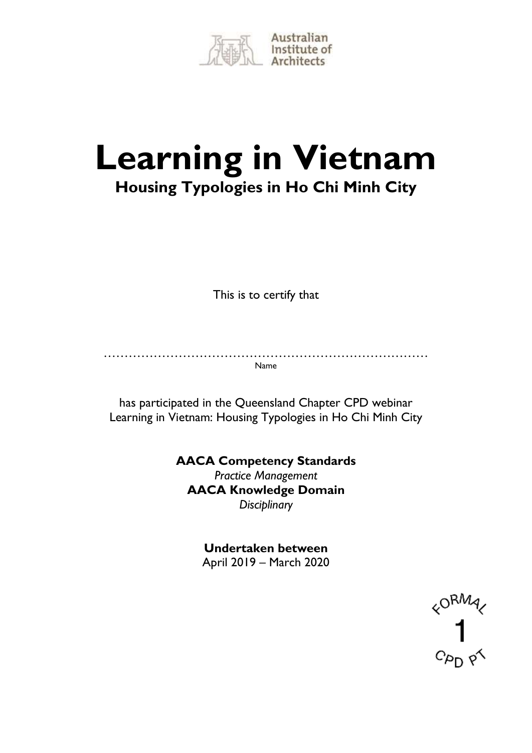Australian Institute of Architects

# Learning in Vietnam

## Housing Typologies in Ho Chi Minh City

This is to certify that

…………………………………………………………………………
Name

has participated in the Queensland Chapter CPD webinar
Learning in Vietnam: Housing Typologies in Ho Chi Minh City

**AACA Competency Standards**
*Practice Management*
**AACA Knowledge Domain**
*Disciplinary*

**Undertaken between**
April 2019 – March 2020

FORMAL
1
CPD PT